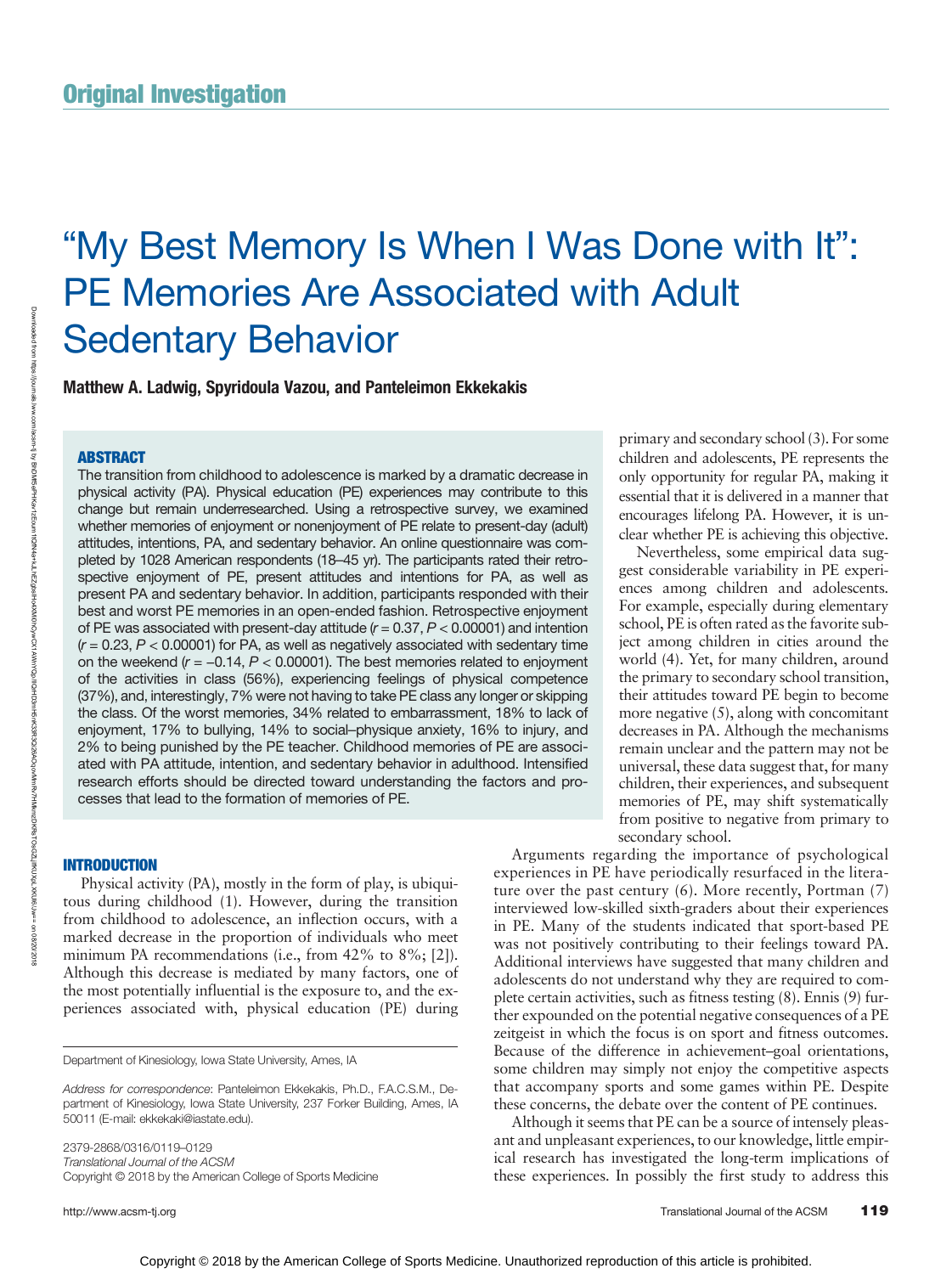## Original Investigation

# "My Best Memory Is When I Was Done with It": PE Memories Are Associated with Adult Sedentary Behavior

**Matthew A. Ladwig, Spyridoula Vazou, and Panteleimon Ekkekakis**

### ABSTRACT

The transition from childhood to adolescence is marked by a dramatic decrease in physical activity (PA). Physical education (PE) experiences may contribute to this change but remain underresearched. Using a retrospective survey, we examined whether memories of enjoyment or nonenjoyment of PE relate to present-day (adult) attitudes, intentions, PA, and sedentary behavior. An online questionnaire was completed by 1028 American respondents (18–45 yr). The participants rated their retrospective enjoyment of PE, present attitudes and intentions for PA, as well as present PA and sedentary behavior. In addition, participants responded with their best and worst PE memories in an open-ended fashion. Retrospective enjoyment of PE was associated with present-day attitude ($r = 0.37$, $P < 0.00001$) and intention ($r = 0.23$, $P < 0.00001$) for PA, as well as negatively associated with sedentary time on the weekend ($r = -0.14$, $P < 0.00001$). The best memories related to enjoyment of the activities in class (56%), experiencing feelings of physical competence (37%), and, interestingly, 7% were not having to take PE class any longer or skipping the class. Of the worst memories, 34% related to embarrassment, 18% to lack of enjoyment, 17% to bullying, 14% to social–physique anxiety, 16% to injury, and 2% to being punished by the PE teacher. Childhood memories of PE are associated with PA attitude, intention, and sedentary behavior in adulthood. Intensified research efforts should be directed toward understanding the factors and processes that lead to the formation of memories of PE.

### INTRODUCTION

Physical activity (PA), mostly in the form of play, is ubiquitous during childhood (1). However, during the transition from childhood to adolescence, an inflection occurs, with a marked decrease in the proportion of individuals who meet minimum PA recommendations (i.e., from 42% to 8%; [2]). Although this decrease is mediated by many factors, one of the most potentially influential is the exposure to, and the experiences associated with, physical education (PE) during primary and secondary school (3). For some children and adolescents, PE represents the only opportunity for regular PA, making it essential that it is delivered in a manner that encourages lifelong PA. However, it is unclear whether PE is achieving this objective.

Nevertheless, some empirical data suggest considerable variability in PE experiences among children and adolescents. For example, especially during elementary school, PE is often rated as the favorite subject among children in cities around the world (4). Yet, for many children, around the primary to secondary school transition, their attitudes toward PE begin to become more negative (5), along with concomitant decreases in PA. Although the mechanisms remain unclear and the pattern may not be universal, these data suggest that, for many children, their experiences, and subsequent memories of PE, may shift systematically from positive to negative from primary to secondary school.

Arguments regarding the importance of psychological experiences in PE have periodically resurfaced in the literature over the past century (6). More recently, Portman (7) interviewed low-skilled sixth-graders about their experiences in PE. Many of the students indicated that sport-based PE was not positively contributing to their feelings toward PA. Additional interviews have suggested that many children and adolescents do not understand why they are required to complete certain activities, such as fitness testing (8). Ennis (9) further expounded on the potential negative consequences of a PE zeitgeist in which the focus is on sport and fitness outcomes. Because of the difference in achievement–goal orientations, some children may simply not enjoy the competitive aspects that accompany sports and some games within PE. Despite these concerns, the debate over the content of PE continues.

Although it seems that PE can be a source of intensely pleasant and unpleasant experiences, to our knowledge, little empirical research has investigated the long-term implications of these experiences. In possibly the first study to address this

---

Department of Kinesiology, Iowa State University, Ames, IA

*Address for correspondence*: Panteleimon Ekkekakis, Ph.D., F.A.C.S.M., Department of Kinesiology, Iowa State University, 237 Forker Building, Ames, IA 50011 (E-mail: ekkekaki@iastate.edu).

2379-2868/0316/0119–0129
*Translational Journal of the ACSM*
Copyright © 2018 by the American College of Sports Medicine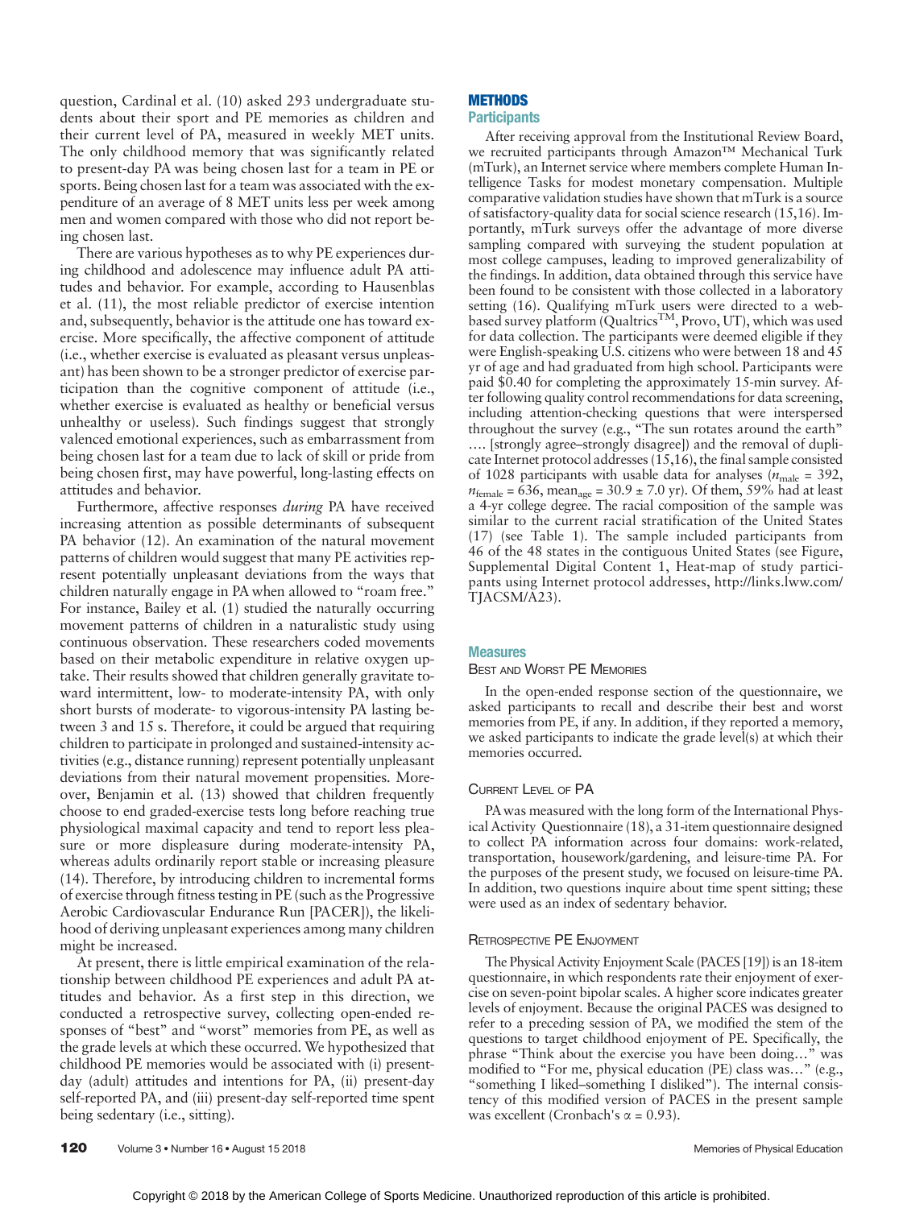question, Cardinal et al. (10) asked 293 undergraduate students about their sport and PE memories as children and their current level of PA, measured in weekly MET units. The only childhood memory that was significantly related to present-day PA was being chosen last for a team in PE or sports. Being chosen last for a team was associated with the expenditure of an average of 8 MET units less per week among men and women compared with those who did not report being chosen last.

There are various hypotheses as to why PE experiences during childhood and adolescence may influence adult PA attitudes and behavior. For example, according to Hausenblas et al. (11), the most reliable predictor of exercise intention and, subsequently, behavior is the attitude one has toward exercise. More specifically, the affective component of attitude (i.e., whether exercise is evaluated as pleasant versus unpleasant) has been shown to be a stronger predictor of exercise participation than the cognitive component of attitude (i.e., whether exercise is evaluated as healthy or beneficial versus unhealthy or useless). Such findings suggest that strongly valenced emotional experiences, such as embarrassment from being chosen last for a team due to lack of skill or pride from being chosen first, may have powerful, long-lasting effects on attitudes and behavior.

Furthermore, affective responses *during* PA have received increasing attention as possible determinants of subsequent PA behavior (12). An examination of the natural movement patterns of children would suggest that many PE activities represent potentially unpleasant deviations from the ways that children naturally engage in PA when allowed to "roam free." For instance, Bailey et al. (1) studied the naturally occurring movement patterns of children in a naturalistic study using continuous observation. These researchers coded movements based on their metabolic expenditure in relative oxygen uptake. Their results showed that children generally gravitate toward intermittent, low- to moderate-intensity PA, with only short bursts of moderate- to vigorous-intensity PA lasting between 3 and 15 s. Therefore, it could be argued that requiring children to participate in prolonged and sustained-intensity activities (e.g., distance running) represent potentially unpleasant deviations from their natural movement propensities. Moreover, Benjamin et al. (13) showed that children frequently choose to end graded-exercise tests long before reaching true physiological maximal capacity and tend to report less pleasure or more displeasure during moderate-intensity PA, whereas adults ordinarily report stable or increasing pleasure (14). Therefore, by introducing children to incremental forms of exercise through fitness testing in PE (such as the Progressive Aerobic Cardiovascular Endurance Run [PACER]), the likelihood of deriving unpleasant experiences among many children might be increased.

At present, there is little empirical examination of the relationship between childhood PE experiences and adult PA attitudes and behavior. As a first step in this direction, we conducted a retrospective survey, collecting open-ended responses of "best" and "worst" memories from PE, as well as the grade levels at which these occurred. We hypothesized that childhood PE memories would be associated with (i) present-day (adult) attitudes and intentions for PA, (ii) present-day self-reported PA, and (iii) present-day self-reported time spent being sedentary (i.e., sitting).

## METHODS

### Participants

After receiving approval from the Institutional Review Board, we recruited participants through Amazon™ Mechanical Turk (mTurk), an Internet service where members complete Human Intelligence Tasks for modest monetary compensation. Multiple comparative validation studies have shown that mTurk is a source of satisfactory-quality data for social science research (15,16). Importantly, mTurk surveys offer the advantage of more diverse sampling compared with surveying the student population at most college campuses, leading to improved generalizability of the findings. In addition, data obtained through this service have been found to be consistent with those collected in a laboratory setting (16). Qualifying mTurk users were directed to a web-based survey platform (Qualtrics™, Provo, UT), which was used for data collection. The participants were deemed eligible if they were English-speaking U.S. citizens who were between 18 and 45 yr of age and had graduated from high school. Participants were paid \$0.40 for completing the approximately 15-min survey. After following quality control recommendations for data screening, including attention-checking questions that were interspersed throughout the survey (e.g., "The sun rotates around the earth" …. [strongly agree–strongly disagree]) and the removal of duplicate Internet protocol addresses (15,16), the final sample consisted of 1028 participants with usable data for analyses ($n_{\text{male}}$ = 392, $n_{\text{female}}$ = 636, $\text{mean}_{\text{age}}$ = 30.9 ± 7.0 yr). Of them, 59% had at least a 4-yr college degree. The racial composition of the sample was similar to the current racial stratification of the United States (17) (see Table 1). The sample included participants from 46 of the 48 states in the contiguous United States (see Figure, Supplemental Digital Content 1, Heat-map of study participants using Internet protocol addresses, http://links.lww.com/TJACSM/A23).

### Measures

#### Best and Worst PE Memories

In the open-ended response section of the questionnaire, we asked participants to recall and describe their best and worst memories from PE, if any. In addition, if they reported a memory, we asked participants to indicate the grade level(s) at which their memories occurred.

#### Current Level of PA

PA was measured with the long form of the International Physical Activity Questionnaire (18), a 31-item questionnaire designed to collect PA information across four domains: work-related, transportation, housework/gardening, and leisure-time PA. For the purposes of the present study, we focused on leisure-time PA. In addition, two questions inquire about time spent sitting; these were used as an index of sedentary behavior.

#### Retrospective PE Enjoyment

The Physical Activity Enjoyment Scale (PACES [19]) is an 18-item questionnaire, in which respondents rate their enjoyment of exercise on seven-point bipolar scales. A higher score indicates greater levels of enjoyment. Because the original PACES was designed to refer to a preceding session of PA, we modified the stem of the questions to target childhood enjoyment of PE. Specifically, the phrase "Think about the exercise you have been doing…" was modified to "For me, physical education (PE) class was…" (e.g., "something I liked–something I disliked"). The internal consistency of this modified version of PACES in the present sample was excellent (Cronbach's α = 0.93).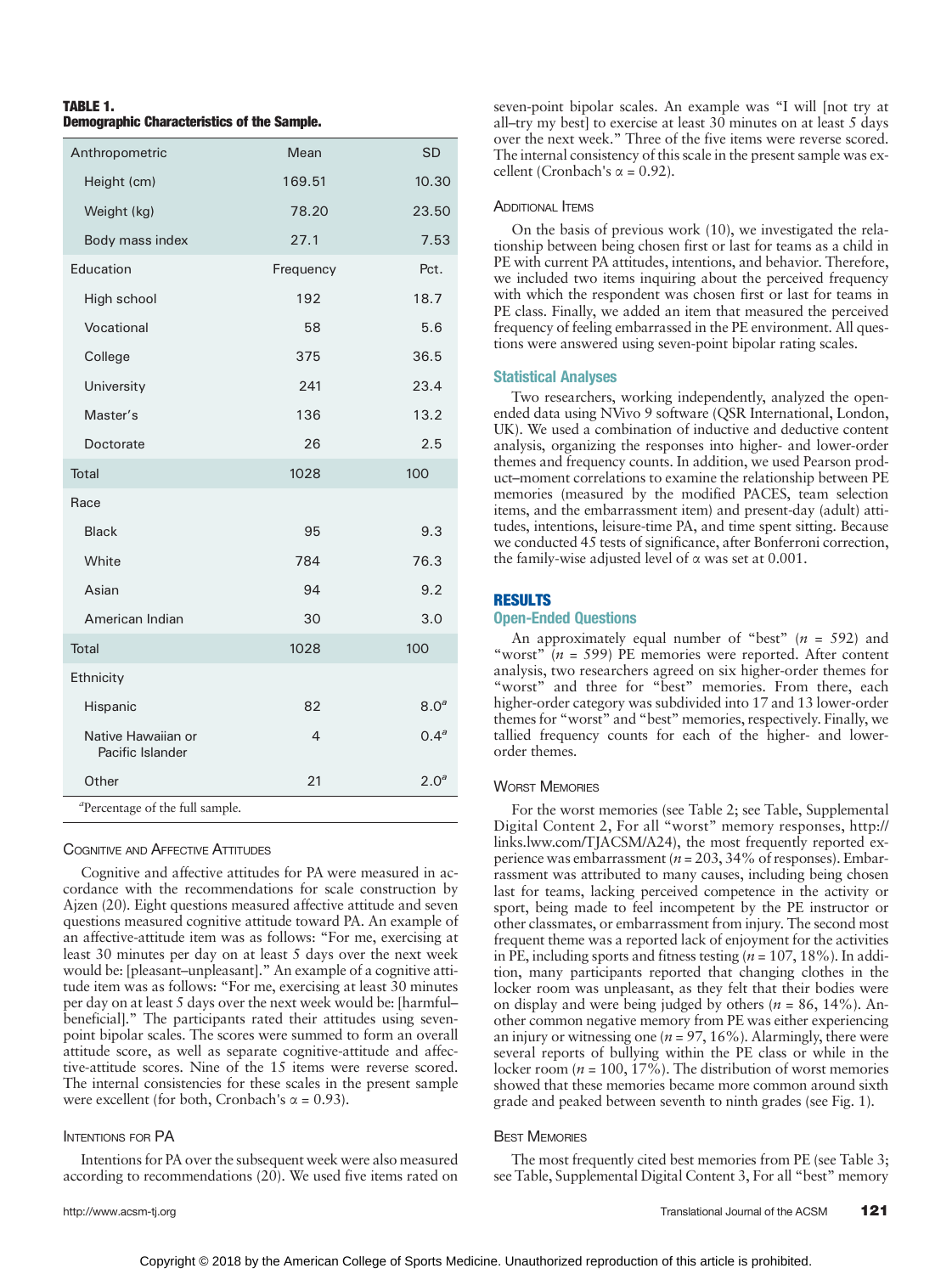**TABLE 1.**
**Demographic Characteristics of the Sample.**

| Anthropometric | Mean | SD |
|---|---|---|
| Height (cm) | 169.51 | 10.30 |
| Weight (kg) | 78.20 | 23.50 |
| Body mass index | 27.1 | 7.53 |
| Education | Frequency | Pct. |
| High school | 192 | 18.7 |
| Vocational | 58 | 5.6 |
| College | 375 | 36.5 |
| University | 241 | 23.4 |
| Master's | 136 | 13.2 |
| Doctorate | 26 | 2.5 |
| Total | 1028 | 100 |
| Race | | |
| Black | 95 | 9.3 |
| White | 784 | 76.3 |
| Asian | 94 | 9.2 |
| American Indian | 30 | 3.0 |
| Total | 1028 | 100 |
| Ethnicity | | |
| Hispanic | 82 | 8.0[a] |
| Native Hawaiian or Pacific Islander | 4 | 0.4[a] |
| Other | 21 | 2.0[a] |

[a]Percentage of the full sample.

### Cognitive and Affective Attitudes

Cognitive and affective attitudes for PA were measured in accordance with the recommendations for scale construction by Ajzen (20). Eight questions measured affective attitude and seven questions measured cognitive attitude toward PA. An example of an affective-attitude item was as follows: "For me, exercising at least 30 minutes per day on at least 5 days over the next week would be: [pleasant–unpleasant]." An example of a cognitive attitude item was as follows: "For me, exercising at least 30 minutes per day on at least 5 days over the next week would be: [harmful–beneficial]." The participants rated their attitudes using seven-point bipolar scales. The scores were summed to form an overall attitude score, as well as separate cognitive-attitude and affective-attitude scores. Nine of the 15 items were reverse scored. The internal consistencies for these scales in the present sample were excellent (for both, Cronbach's α = 0.93).

### Intentions for PA

Intentions for PA over the subsequent week were also measured according to recommendations (20). We used five items rated on seven-point bipolar scales. An example was "I will [not try at all–try my best] to exercise at least 30 minutes on at least 5 days over the next week." Three of the five items were reverse scored. The internal consistency of this scale in the present sample was excellent (Cronbach's α = 0.92).

### Additional Items

On the basis of previous work (10), we investigated the relationship between being chosen first or last for teams as a child in PE with current PA attitudes, intentions, and behavior. Therefore, we included two items inquiring about the perceived frequency with which the respondent was chosen first or last for teams in PE class. Finally, we added an item that measured the perceived frequency of feeling embarrassed in the PE environment. All questions were answered using seven-point bipolar rating scales.

## Statistical Analyses

Two researchers, working independently, analyzed the open-ended data using NVivo 9 software (QSR International, London, UK). We used a combination of inductive and deductive content analysis, organizing the responses into higher- and lower-order themes and frequency counts. In addition, we used Pearson product–moment correlations to examine the relationship between PE memories (measured by the modified PACES, team selection items, and the embarrassment item) and present-day (adult) attitudes, intentions, leisure-time PA, and time spent sitting. Because we conducted 45 tests of significance, after Bonferroni correction, the family-wise adjusted level of α was set at 0.001.

# RESULTS

## Open-Ended Questions

An approximately equal number of "best" (*n* = 592) and "worst" (*n* = 599) PE memories were reported. After content analysis, two researchers agreed on six higher-order themes for "worst" and three for "best" memories. From there, each higher-order category was subdivided into 17 and 13 lower-order themes for "worst" and "best" memories, respectively. Finally, we tallied frequency counts for each of the higher- and lower-order themes.

### Worst Memories

For the worst memories (see Table 2; see Table, Supplemental Digital Content 2, For all "worst" memory responses, http://links.lww.com/TJACSM/A24), the most frequently reported experience was embarrassment (*n* = 203, 34% of responses). Embarrassment was attributed to many causes, including being chosen last for teams, lacking perceived competence in the activity or sport, being made to feel incompetent by the PE instructor or other classmates, or embarrassment from injury. The second most frequent theme was a reported lack of enjoyment for the activities in PE, including sports and fitness testing (*n* = 107, 18%). In addition, many participants reported that changing clothes in the locker room was unpleasant, as they felt that their bodies were on display and were being judged by others (*n* = 86, 14%). Another common negative memory from PE was either experiencing an injury or witnessing one (*n* = 97, 16%). Alarmingly, there were several reports of bullying within the PE class or while in the locker room (*n* = 100, 17%). The distribution of worst memories showed that these memories became more common around sixth grade and peaked between seventh to ninth grades (see Fig. 1).

### Best Memories

The most frequently cited best memories from PE (see Table 3; see Table, Supplemental Digital Content 3, For all "best" memory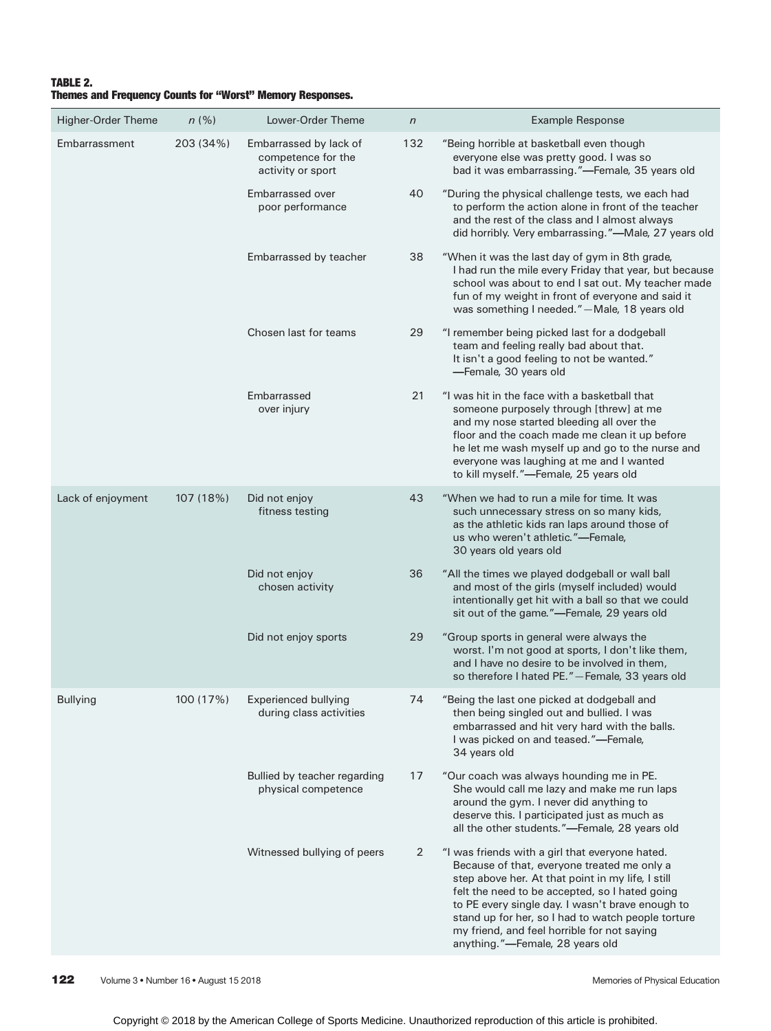**TABLE 2.**
**Themes and Frequency Counts for "Worst" Memory Responses.**

| Higher-Order Theme | n (%) | Lower-Order Theme | n | Example Response |
|---|---|---|---|---|
| Embarrassment | 203 (34%) | Embarrassed by lack of competence for the activity or sport | 132 | "Being horrible at basketball even though everyone else was pretty good. I was so bad it was embarrassing."—Female, 35 years old |
| | | Embarrassed over poor performance | 40 | "During the physical challenge tests, we each had to perform the action alone in front of the teacher and the rest of the class and I almost always did horribly. Very embarrassing."—Male, 27 years old |
| | | Embarrassed by teacher | 38 | "When it was the last day of gym in 8th grade, I had run the mile every Friday that year, but because school was about to end I sat out. My teacher made fun of my weight in front of everyone and said it was something I needed."—Male, 18 years old |
| | | Chosen last for teams | 29 | "I remember being picked last for a dodgeball team and feeling really bad about that. It isn't a good feeling to not be wanted." —Female, 30 years old |
| | | Embarrassed over injury | 21 | "I was hit in the face with a basketball that someone purposely through [threw] at me and my nose started bleeding all over the floor and the coach made me clean it up before he let me wash myself up and go to the nurse and everyone was laughing at me and I wanted to kill myself."—Female, 25 years old |
| Lack of enjoyment | 107 (18%) | Did not enjoy fitness testing | 43 | "When we had to run a mile for time. It was such unnecessary stress on so many kids, as the athletic kids ran laps around those of us who weren't athletic."—Female, 30 years old years old |
| | | Did not enjoy chosen activity | 36 | "All the times we played dodgeball or wall ball and most of the girls (myself included) would intentionally get hit with a ball so that we could sit out of the game."—Female, 29 years old |
| | | Did not enjoy sports | 29 | "Group sports in general were always the worst. I'm not good at sports, I don't like them, and I have no desire to be involved in them, so therefore I hated PE."—Female, 33 years old |
| Bullying | 100 (17%) | Experienced bullying during class activities | 74 | "Being the last one picked at dodgeball and then being singled out and bullied. I was embarrassed and hit very hard with the balls. I was picked on and teased."—Female, 34 years old |
| | | Bullied by teacher regarding physical competence | 17 | "Our coach was always hounding me in PE. She would call me lazy and make me run laps around the gym. I never did anything to deserve this. I participated just as much as all the other students."—Female, 28 years old |
| | | Witnessed bullying of peers | 2 | "I was friends with a girl that everyone hated. Because of that, everyone treated me only a step above her. At that point in my life, I still felt the need to be accepted, so I hated going to PE every single day. I wasn't brave enough to stand up for her, so I had to watch people torture my friend, and feel horrible for not saying anything."—Female, 28 years old |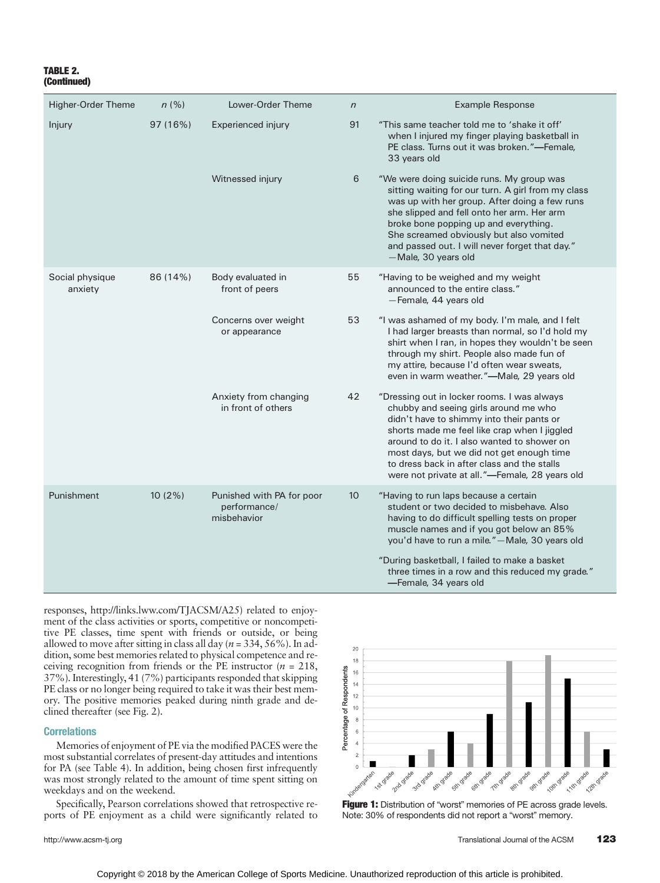**TABLE 2.**
**(Continued)**

| Higher-Order Theme | n (%) | Lower-Order Theme | n | Example Response |
|---|---|---|---|---|
| Injury | 97 (16%) | Experienced injury | 91 | "This same teacher told me to 'shake it off' when I injured my finger playing basketball in PE class. Turns out it was broken."—Female, 33 years old |
| | | Witnessed injury | 6 | "We were doing suicide runs. My group was sitting waiting for our turn. A girl from my class was up with her group. After doing a few runs she slipped and fell onto her arm. Her arm broke bone popping up and everything. She screamed obviously but also vomited and passed out. I will never forget that day." —Male, 30 years old |
| Social physique anxiety | 86 (14%) | Body evaluated in front of peers | 55 | "Having to be weighed and my weight announced to the entire class." —Female, 44 years old |
| | | Concerns over weight or appearance | 53 | "I was ashamed of my body. I'm male, and I felt I had larger breasts than normal, so I'd hold my shirt when I ran, in hopes they wouldn't be seen through my shirt. People also made fun of my attire, because I'd often wear sweats, even in warm weather."—Male, 29 years old |
| | | Anxiety from changing in front of others | 42 | "Dressing out in locker rooms. I was always chubby and seeing girls around me who didn't have to shimmy into their pants or shorts made me feel like crap when I jiggled around to do it. I also wanted to shower on most days, but we did not get enough time to dress back in after class and the stalls were not private at all."—Female, 28 years old |
| Punishment | 10 (2%) | Punished with PA for poor performance/ misbehavior | 10 | "Having to run laps because a certain student or two decided to misbehave. Also having to do difficult spelling tests on proper muscle names and if you got below an 85% you'd have to run a mile."—Male, 30 years old |
| | | | | "During basketball, I failed to make a basket three times in a row and this reduced my grade." —Female, 34 years old |

responses, http://links.lww.com/TJACSM/A25) related to enjoyment of the class activities or sports, competitive or noncompetitive PE classes, time spent with friends or outside, or being allowed to move after sitting in class all day ($n = 334$, 56%). In addition, some best memories related to physical competence and receiving recognition from friends or the PE instructor ($n = 218$, 37%). Interestingly, 41 (7%) participants responded that skipping PE class or no longer being required to take it was their best memory. The positive memories peaked during ninth grade and declined thereafter (see Fig. 2).

## Correlations

Memories of enjoyment of PE via the modified PACES were the most substantial correlates of present-day attitudes and intentions for PA (see Table 4). In addition, being chosen first infrequently was most strongly related to the amount of time spent sitting on weekdays and on the weekend.

Specifically, Pearson correlations showed that retrospective reports of PE enjoyment as a child were significantly related to

**Figure 1:** Distribution of "worst" memories of PE across grade levels. Note: 30% of respondents did not report a "worst" memory.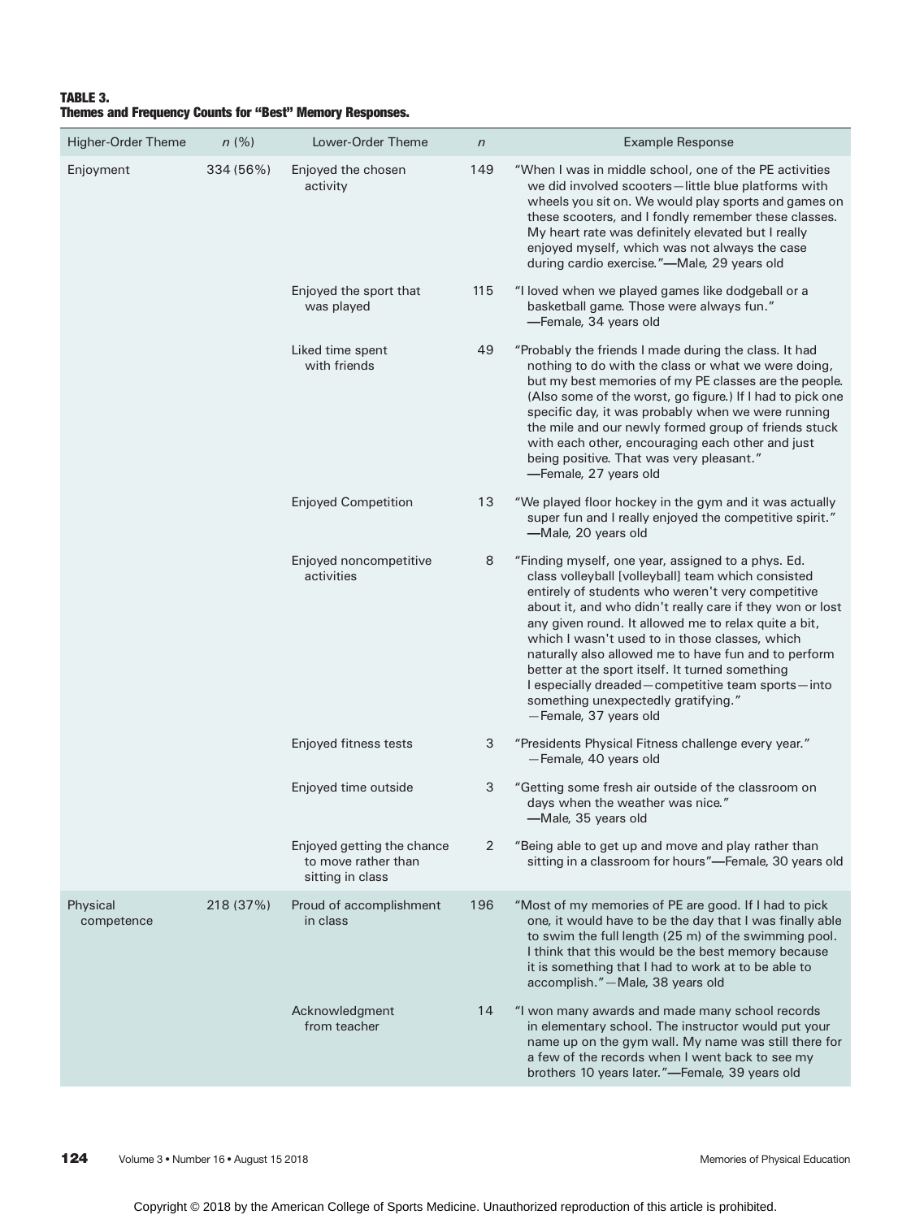**TABLE 3.**
**Themes and Frequency Counts for "Best" Memory Responses.**

| Higher-Order Theme | n (%) | Lower-Order Theme | n | Example Response |
|---|---|---|---|---|
| Enjoyment | 334 (56%) | Enjoyed the chosen activity | 149 | "When I was in middle school, one of the PE activities we did involved scooters—little blue platforms with wheels you sit on. We would play sports and games on these scooters, and I fondly remember these classes. My heart rate was definitely elevated but I really enjoyed myself, which was not always the case during cardio exercise."—Male, 29 years old |
| | | Enjoyed the sport that was played | 115 | "I loved when we played games like dodgeball or a basketball game. Those were always fun." —Female, 34 years old |
| | | Liked time spent with friends | 49 | "Probably the friends I made during the class. It had nothing to do with the class or what we were doing, but my best memories of my PE classes are the people. (Also some of the worst, go figure.) If I had to pick one specific day, it was probably when we were running the mile and our newly formed group of friends stuck with each other, encouraging each other and just being positive. That was very pleasant." —Female, 27 years old |
| | | Enjoyed Competition | 13 | "We played floor hockey in the gym and it was actually super fun and I really enjoyed the competitive spirit." —Male, 20 years old |
| | | Enjoyed noncompetitive activities | 8 | "Finding myself, one year, assigned to a phys. Ed. class volleyball [volleyball] team which consisted entirely of students who weren't very competitive about it, and who didn't really care if they won or lost any given round. It allowed me to relax quite a bit, which I wasn't used to in those classes, which naturally also allowed me to have fun and to perform better at the sport itself. It turned something I especially dreaded—competitive team sports—into something unexpectedly gratifying." —Female, 37 years old |
| | | Enjoyed fitness tests | 3 | "Presidents Physical Fitness challenge every year." —Female, 40 years old |
| | | Enjoyed time outside | 3 | "Getting some fresh air outside of the classroom on days when the weather was nice." —Male, 35 years old |
| | | Enjoyed getting the chance to move rather than sitting in class | 2 | "Being able to get up and move and play rather than sitting in a classroom for hours"—Female, 30 years old |
| Physical competence | 218 (37%) | Proud of accomplishment in class | 196 | "Most of my memories of PE are good. If I had to pick one, it would have to be the day that I was finally able to swim the full length (25 m) of the swimming pool. I think that this would be the best memory because it is something that I had to work at to be able to accomplish."—Male, 38 years old |
| | | Acknowledgment from teacher | 14 | "I won many awards and made many school records in elementary school. The instructor would put your name up on the gym wall. My name was still there for a few of the records when I went back to see my brothers 10 years later."—Female, 39 years old |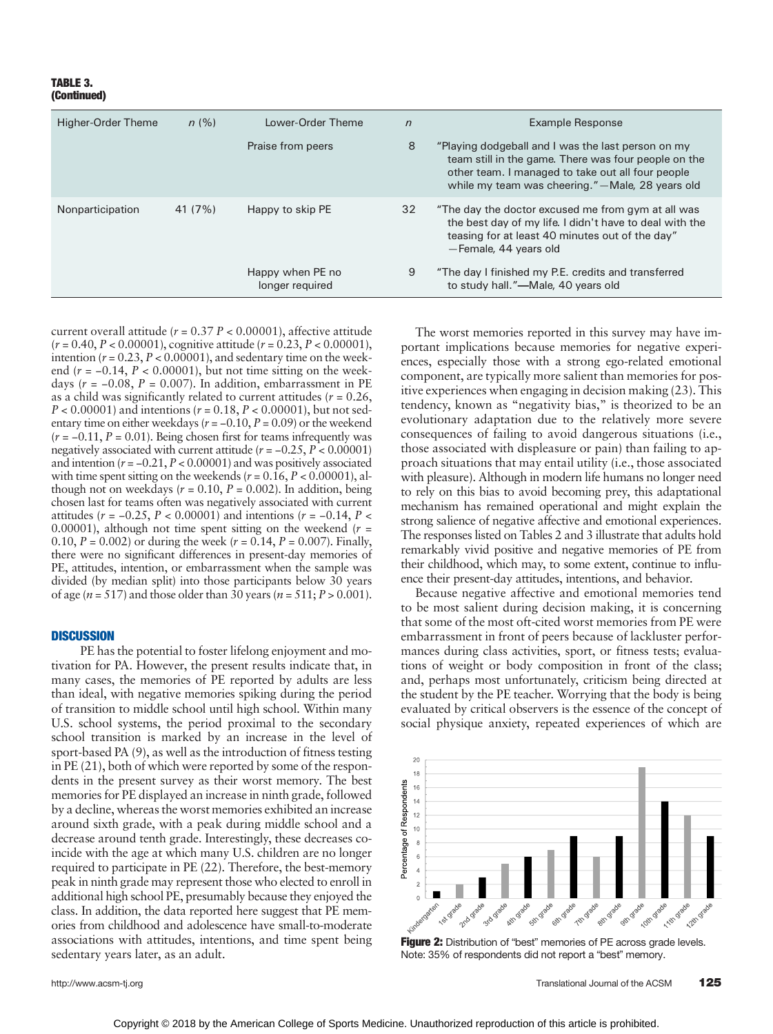**TABLE 3. (Continued)**

| Higher-Order Theme | n (%) | Lower-Order Theme | n | Example Response |
|---|---|---|---|---|
| | | Praise from peers | 8 | "Playing dodgeball and I was the last person on my team still in the game. There was four people on the other team. I managed to take out all four people while my team was cheering."—Male, 28 years old |
| Nonparticipation | 41 (7%) | Happy to skip PE | 32 | "The day the doctor excused me from gym at all was the best day of my life. I didn't have to deal with the teasing for at least 40 minutes out of the day" —Female, 44 years old |
| | | Happy when PE no longer required | 9 | "The day I finished my P.E. credits and transferred to study hall."—Male, 40 years old |

current overall attitude ($r = 0.37$ $P < 0.00001$), affective attitude ($r = 0.40$, $P < 0.00001$), cognitive attitude ($r = 0.23$, $P < 0.00001$), intention ($r = 0.23$, $P < 0.00001$), and sedentary time on the weekend ($r = -0.14$, $P < 0.00001$), but not time sitting on the weekdays ($r = -0.08$, $P = 0.007$). In addition, embarrassment in PE as a child was significantly related to current attitudes ($r = 0.26$, $P < 0.00001$) and intentions ($r = 0.18$, $P < 0.00001$), but not sedentary time on either weekdays ($r = -0.10$, $P = 0.09$) or the weekend ($r = -0.11$, $P = 0.01$). Being chosen first for teams infrequently was negatively associated with current attitude ($r = -0.25$, $P < 0.00001$) and intention ($r = -0.21$, $P < 0.00001$) and was positively associated with time spent sitting on the weekends ($r = 0.16$, $P < 0.00001$), although not on weekdays ($r = 0.10$, $P = 0.002$). In addition, being chosen last for teams often was negatively associated with current attitudes ($r = -0.25$, $P < 0.00001$) and intentions ($r = -0.14$, $P < 0.00001$), although not time spent sitting on the weekend ($r = 0.10$, $P = 0.002$) or during the week ($r = 0.14$, $P = 0.007$). Finally, there were no significant differences in present-day memories of PE, attitudes, intention, or embarrassment when the sample was divided (by median split) into those participants below 30 years of age ($n = 517$) and those older than 30 years ($n = 511$; $P > 0.001$).

## DISCUSSION

PE has the potential to foster lifelong enjoyment and motivation for PA. However, the present results indicate that, in many cases, the memories of PE reported by adults are less than ideal, with negative memories spiking during the period of transition to middle school until high school. Within many U.S. school systems, the period proximal to the secondary school transition is marked by an increase in the level of sport-based PA (9), as well as the introduction of fitness testing in PE (21), both of which were reported by some of the respondents in the present survey as their worst memory. The best memories for PE displayed an increase in ninth grade, followed by a decline, whereas the worst memories exhibited an increase around sixth grade, with a peak during middle school and a decrease around tenth grade. Interestingly, these decreases coincide with the age at which many U.S. children are no longer required to participate in PE (22). Therefore, the best-memory peak in ninth grade may represent those who elected to enroll in additional high school PE, presumably because they enjoyed the class. In addition, the data reported here suggest that PE memories from childhood and adolescence have small-to-moderate associations with attitudes, intentions, and time spent being sedentary years later, as an adult.

The worst memories reported in this survey may have important implications because memories for negative experiences, especially those with a strong ego-related emotional component, are typically more salient than memories for positive experiences when engaging in decision making (23). This tendency, known as "negativity bias," is theorized to be an evolutionary adaptation due to the relatively more severe consequences of failing to avoid dangerous situations (i.e., those associated with displeasure or pain) than failing to approach situations that may entail utility (i.e., those associated with pleasure). Although in modern life humans no longer need to rely on this bias to avoid becoming prey, this adaptational mechanism has remained operational and might explain the strong salience of negative affective and emotional experiences. The responses listed on Tables 2 and 3 illustrate that adults hold remarkably vivid positive and negative memories of PE from their childhood, which may, to some extent, continue to influence their present-day attitudes, intentions, and behavior.

Because negative affective and emotional memories tend to be most salient during decision making, it is concerning that some of the most oft-cited worst memories from PE were embarrassment in front of peers because of lackluster performances during class activities, sport, or fitness tests; evaluations of weight or body composition in front of the class; and, perhaps most unfortunately, criticism being directed at the student by the PE teacher. Worrying that the body is being evaluated by critical observers is the essence of the concept of social physique anxiety, repeated experiences of which are

**Figure 2:** Distribution of "best" memories of PE across grade levels. Note: 35% of respondents did not report a "best" memory.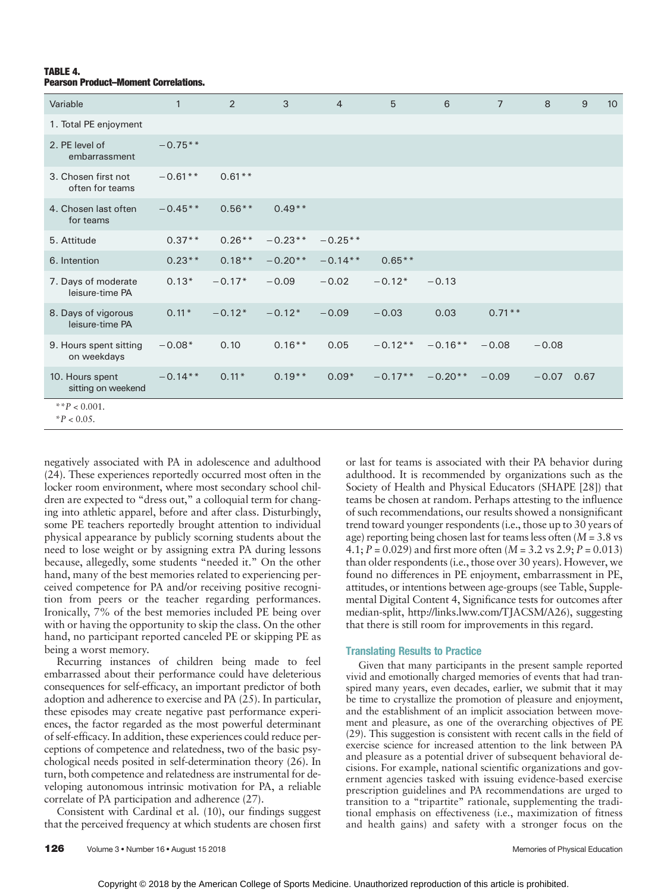**TABLE 4.**
**Pearson Product–Moment Correlations.**

| Variable | 1 | 2 | 3 | 4 | 5 | 6 | 7 | 8 | 9 | 10 |
|---|---|---|---|---|---|---|---|---|---|---|
| 1. Total PE enjoyment | | | | | | | | | | |
| 2. PE level of embarrassment | −0.75** | | | | | | | | | |
| 3. Chosen first not often for teams | −0.61** | 0.61** | | | | | | | | |
| 4. Chosen last often for teams | −0.45** | 0.56** | 0.49** | | | | | | | |
| 5. Attitude | 0.37** | 0.26** | −0.23** | −0.25** | | | | | | |
| 6. Intention | 0.23** | 0.18** | −0.20** | −0.14** | 0.65** | | | | | |
| 7. Days of moderate leisure-time PA | 0.13* | −0.17* | −0.09 | −0.02 | −0.12* | −0.13 | | | | |
| 8. Days of vigorous leisure-time PA | 0.11* | −0.12* | −0.12* | −0.09 | −0.03 | 0.03 | 0.71** | | | |
| 9. Hours spent sitting on weekdays | −0.08* | 0.10 | 0.16** | 0.05 | −0.12** | −0.16** | −0.08 | −0.08 | | |
| 10. Hours spent sitting on weekend | −0.14** | 0.11* | 0.19** | 0.09* | −0.17** | −0.20** | −0.09 | −0.07 | 0.67 | |

**$P < 0.001$.
*$P < 0.05$.

negatively associated with PA in adolescence and adulthood (24). These experiences reportedly occurred most often in the locker room environment, where most secondary school children are expected to "dress out," a colloquial term for changing into athletic apparel, before and after class. Disturbingly, some PE teachers reportedly brought attention to individual physical appearance by publicly scorning students about the need to lose weight or by assigning extra PA during lessons because, allegedly, some students "needed it." On the other hand, many of the best memories related to experiencing perceived competence for PA and/or receiving positive recognition from peers or the teacher regarding performances. Ironically, 7% of the best memories included PE being over with or having the opportunity to skip the class. On the other hand, no participant reported canceled PE or skipping PE as being a worst memory.

Recurring instances of children being made to feel embarrassed about their performance could have deleterious consequences for self-efficacy, an important predictor of both adoption and adherence to exercise and PA (25). In particular, these episodes may create negative past performance experiences, the factor regarded as the most powerful determinant of self-efficacy. In addition, these experiences could reduce perceptions of competence and relatedness, two of the basic psychological needs posited in self-determination theory (26). In turn, both competence and relatedness are instrumental for developing autonomous intrinsic motivation for PA, a reliable correlate of PA participation and adherence (27).

Consistent with Cardinal et al. (10), our findings suggest that the perceived frequency at which students are chosen first or last for teams is associated with their PA behavior during adulthood. It is recommended by organizations such as the Society of Health and Physical Educators (SHAPE [28]) that teams be chosen at random. Perhaps attesting to the influence of such recommendations, our results showed a nonsignificant trend toward younger respondents (i.e., those up to 30 years of age) reporting being chosen last for teams less often ($M = 3.8$ vs 4.1; $P = 0.029$) and first more often ($M = 3.2$ vs 2.9; $P = 0.013$) than older respondents (i.e., those over 30 years). However, we found no differences in PE enjoyment, embarrassment in PE, attitudes, or intentions between age-groups (see Table, Supplemental Digital Content 4, Significance tests for outcomes after median-split, http://links.lww.com/TJACSM/A26), suggesting that there is still room for improvements in this regard.

### Translating Results to Practice

Given that many participants in the present sample reported vivid and emotionally charged memories of events that had transpired many years, even decades, earlier, we submit that it may be time to crystallize the promotion of pleasure and enjoyment, and the establishment of an implicit association between movement and pleasure, as one of the overarching objectives of PE (29). This suggestion is consistent with recent calls in the field of exercise science for increased attention to the link between PA and pleasure as a potential driver of subsequent behavioral decisions. For example, national scientific organizations and government agencies tasked with issuing evidence-based exercise prescription guidelines and PA recommendations are urged to transition to a "tripartite" rationale, supplementing the traditional emphasis on effectiveness (i.e., maximization of fitness and health gains) and safety with a stronger focus on the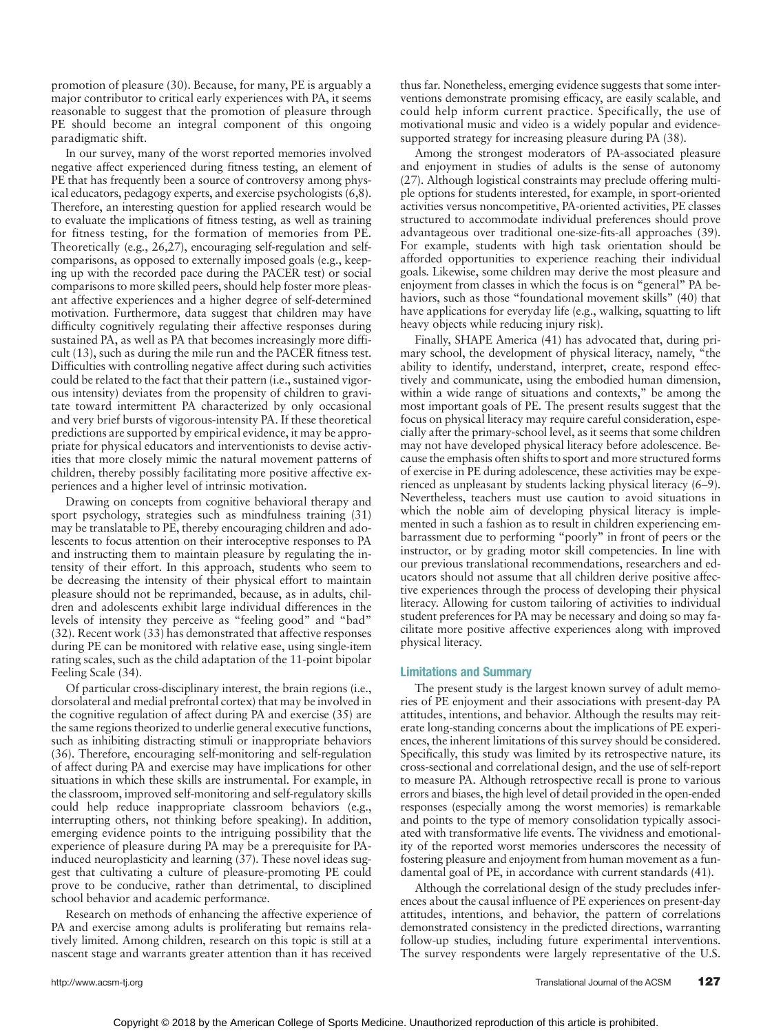promotion of pleasure (30). Because, for many, PE is arguably a major contributor to critical early experiences with PA, it seems reasonable to suggest that the promotion of pleasure through PE should become an integral component of this ongoing paradigmatic shift.

In our survey, many of the worst reported memories involved negative affect experienced during fitness testing, an element of PE that has frequently been a source of controversy among physical educators, pedagogy experts, and exercise psychologists (6,8). Therefore, an interesting question for applied research would be to evaluate the implications of fitness testing, as well as training for fitness testing, for the formation of memories from PE. Theoretically (e.g., 26,27), encouraging self-regulation and self-comparisons, as opposed to externally imposed goals (e.g., keeping up with the recorded pace during the PACER test) or social comparisons to more skilled peers, should help foster more pleasant affective experiences and a higher degree of self-determined motivation. Furthermore, data suggest that children may have difficulty cognitively regulating their affective responses during sustained PA, as well as PA that becomes increasingly more difficult (13), such as during the mile run and the PACER fitness test. Difficulties with controlling negative affect during such activities could be related to the fact that their pattern (i.e., sustained vigorous intensity) deviates from the propensity of children to gravitate toward intermittent PA characterized by only occasional and very brief bursts of vigorous-intensity PA. If these theoretical predictions are supported by empirical evidence, it may be appropriate for physical educators and interventionists to devise activities that more closely mimic the natural movement patterns of children, thereby possibly facilitating more positive affective experiences and a higher level of intrinsic motivation.

Drawing on concepts from cognitive behavioral therapy and sport psychology, strategies such as mindfulness training (31) may be translatable to PE, thereby encouraging children and adolescents to focus attention on their interoceptive responses to PA and instructing them to maintain pleasure by regulating the intensity of their effort. In this approach, students who seem to be decreasing the intensity of their physical effort to maintain pleasure should not be reprimanded, because, as in adults, children and adolescents exhibit large individual differences in the levels of intensity they perceive as "feeling good" and "bad" (32). Recent work (33) has demonstrated that affective responses during PE can be monitored with relative ease, using single-item rating scales, such as the child adaptation of the 11-point bipolar Feeling Scale (34).

Of particular cross-disciplinary interest, the brain regions (i.e., dorsolateral and medial prefrontal cortex) that may be involved in the cognitive regulation of affect during PA and exercise (35) are the same regions theorized to underlie general executive functions, such as inhibiting distracting stimuli or inappropriate behaviors (36). Therefore, encouraging self-monitoring and self-regulation of affect during PA and exercise may have implications for other situations in which these skills are instrumental. For example, in the classroom, improved self-monitoring and self-regulatory skills could help reduce inappropriate classroom behaviors (e.g., interrupting others, not thinking before speaking). In addition, emerging evidence points to the intriguing possibility that the experience of pleasure during PA may be a prerequisite for PA-induced neuroplasticity and learning (37). These novel ideas suggest that cultivating a culture of pleasure-promoting PE could prove to be conducive, rather than detrimental, to disciplined school behavior and academic performance.

Research on methods of enhancing the affective experience of PA and exercise among adults is proliferating but remains relatively limited. Among children, research on this topic is still at a nascent stage and warrants greater attention than it has received thus far. Nonetheless, emerging evidence suggests that some interventions demonstrate promising efficacy, are easily scalable, and could help inform current practice. Specifically, the use of motivational music and video is a widely popular and evidence-supported strategy for increasing pleasure during PA (38).

Among the strongest moderators of PA-associated pleasure and enjoyment in studies of adults is the sense of autonomy (27). Although logistical constraints may preclude offering multiple options for students interested, for example, in sport-oriented activities versus noncompetitive, PA-oriented activities, PE classes structured to accommodate individual preferences should prove advantageous over traditional one-size-fits-all approaches (39). For example, students with high task orientation should be afforded opportunities to experience reaching their individual goals. Likewise, some children may derive the most pleasure and enjoyment from classes in which the focus is on "general" PA behaviors, such as those "foundational movement skills" (40) that have applications for everyday life (e.g., walking, squatting to lift heavy objects while reducing injury risk).

Finally, SHAPE America (41) has advocated that, during primary school, the development of physical literacy, namely, "the ability to identify, understand, interpret, create, respond effectively and communicate, using the embodied human dimension, within a wide range of situations and contexts," be among the most important goals of PE. The present results suggest that the focus on physical literacy may require careful consideration, especially after the primary-school level, as it seems that some children may not have developed physical literacy before adolescence. Because the emphasis often shifts to sport and more structured forms of exercise in PE during adolescence, these activities may be experienced as unpleasant by students lacking physical literacy (6–9). Nevertheless, teachers must use caution to avoid situations in which the noble aim of developing physical literacy is implemented in such a fashion as to result in children experiencing embarrassment due to performing "poorly" in front of peers or the instructor, or by grading motor skill competencies. In line with our previous translational recommendations, researchers and educators should not assume that all children derive positive affective experiences through the process of developing their physical literacy. Allowing for custom tailoring of activities to individual student preferences for PA may be necessary and doing so may facilitate more positive affective experiences along with improved physical literacy.

## Limitations and Summary

The present study is the largest known survey of adult memories of PE enjoyment and their associations with present-day PA attitudes, intentions, and behavior. Although the results may reiterate long-standing concerns about the implications of PE experiences, the inherent limitations of this survey should be considered. Specifically, this study was limited by its retrospective nature, its cross-sectional and correlational design, and the use of self-report to measure PA. Although retrospective recall is prone to various errors and biases, the high level of detail provided in the open-ended responses (especially among the worst memories) is remarkable and points to the type of memory consolidation typically associated with transformative life events. The vividness and emotionality of the reported worst memories underscores the necessity of fostering pleasure and enjoyment from human movement as a fundamental goal of PE, in accordance with current standards (41).

Although the correlational design of the study precludes inferences about the causal influence of PE experiences on present-day attitudes, intentions, and behavior, the pattern of correlations demonstrated consistency in the predicted directions, warranting follow-up studies, including future experimental interventions. The survey respondents were largely representative of the U.S.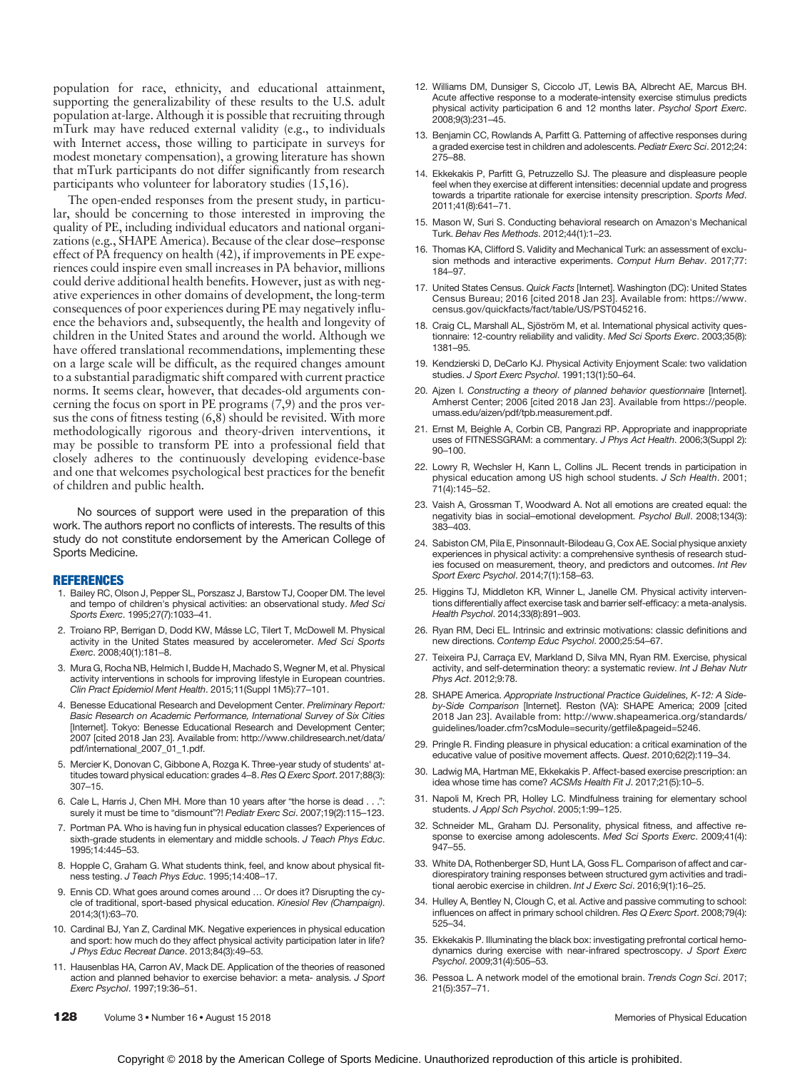population for race, ethnicity, and educational attainment, supporting the generalizability of these results to the U.S. adult population at-large. Although it is possible that recruiting through mTurk may have reduced external validity (e.g., to individuals with Internet access, those willing to participate in surveys for modest monetary compensation), a growing literature has shown that mTurk participants do not differ significantly from research participants who volunteer for laboratory studies (15,16).

The open-ended responses from the present study, in particular, should be concerning to those interested in improving the quality of PE, including individual educators and national organizations (e.g., SHAPE America). Because of the clear dose–response effect of PA frequency on health (42), if improvements in PE experiences could inspire even small increases in PA behavior, millions could derive additional health benefits. However, just as with negative experiences in other domains of development, the long-term consequences of poor experiences during PE may negatively influence the behaviors and, subsequently, the health and longevity of children in the United States and around the world. Although we have offered translational recommendations, implementing these on a large scale will be difficult, as the required changes amount to a substantial paradigmatic shift compared with current practice norms. It seems clear, however, that decades-old arguments concerning the focus on sport in PE programs (7,9) and the pros versus the cons of fitness testing (6,8) should be revisited. With more methodologically rigorous and theory-driven interventions, it may be possible to transform PE into a professional field that closely adheres to the continuously developing evidence-base and one that welcomes psychological best practices for the benefit of children and public health.

No sources of support were used in the preparation of this work. The authors report no conflicts of interests. The results of this study do not constitute endorsement by the American College of Sports Medicine.

## REFERENCES

1. Bailey RC, Olson J, Pepper SL, Porszasz J, Barstow TJ, Cooper DM. The level and tempo of children's physical activities: an observational study. *Med Sci Sports Exerc*. 1995;27(7):1033–41.
2. Troiano RP, Berrigan D, Dodd KW, Mâsse LC, Tilert T, McDowell M. Physical activity in the United States measured by accelerometer. *Med Sci Sports Exerc*. 2008;40(1):181–8.
3. Mura G, Rocha NB, Helmich I, Budde H, Machado S, Wegner M, et al. Physical activity interventions in schools for improving lifestyle in European countries. *Clin Pract Epidemiol Ment Health*. 2015;11(Suppl 1M5):77–101.
4. Benesse Educational Research and Development Center. *Preliminary Report: Basic Research on Academic Performance, International Survey of Six Cities* [Internet]. Tokyo: Benesse Educational Research and Development Center; 2007 [cited 2018 Jan 23]. Available from: http://www.childresearch.net/data/pdf/international_2007_01_1.pdf.
5. Mercier K, Donovan C, Gibbone A, Rozga K. Three-year study of students' attitudes toward physical education: grades 4–8. *Res Q Exerc Sport*. 2017;88(3):307–15.
6. Cale L, Harris J, Chen MH. More than 10 years after "the horse is dead . . .": surely it must be time to "dismount"?! *Pediatr Exerc Sci*. 2007;19(2):115–123.
7. Portman PA. Who is having fun in physical education classes? Experiences of sixth-grade students in elementary and middle schools. *J Teach Phys Educ*. 1995;14:445–53.
8. Hopple C, Graham G. What students think, feel, and know about physical fitness testing. *J Teach Phys Educ*. 1995;14:408–17.
9. Ennis CD. What goes around comes around … Or does it? Disrupting the cycle of traditional, sport-based physical education. *Kinesiol Rev (Champaign)*. 2014;3(1):63–70.
10. Cardinal BJ, Yan Z, Cardinal MK. Negative experiences in physical education and sport: how much do they affect physical activity participation later in life? *J Phys Educ Recreat Dance*. 2013;84(3):49–53.
11. Hausenblas HA, Carron AV, Mack DE. Application of the theories of reasoned action and planned behavior to exercise behavior: a meta- analysis. *J Sport Exerc Psychol*. 1997;19:36–51.
12. Williams DM, Dunsiger S, Ciccolo JT, Lewis BA, Albrecht AE, Marcus BH. Acute affective response to a moderate-intensity exercise stimulus predicts physical activity participation 6 and 12 months later. *Psychol Sport Exerc*. 2008;9(3):231–45.
13. Benjamin CC, Rowlands A, Parfitt G. Patterning of affective responses during a graded exercise test in children and adolescents. *Pediatr Exerc Sci*. 2012;24:275–88.
14. Ekkekakis P, Parfitt G, Petruzzello SJ. The pleasure and displeasure people feel when they exercise at different intensities: decennial update and progress towards a tripartite rationale for exercise intensity prescription. *Sports Med*. 2011;41(8):641–71.
15. Mason W, Suri S. Conducting behavioral research on Amazon's Mechanical Turk. *Behav Res Methods*. 2012;44(1):1–23.
16. Thomas KA, Clifford S. Validity and Mechanical Turk: an assessment of exclusion methods and interactive experiments. *Comput Hum Behav*. 2017;77:184–97.
17. United States Census. *Quick Facts* [Internet]. Washington (DC): United States Census Bureau; 2016 [cited 2018 Jan 23]. Available from: https://www.census.gov/quickfacts/fact/table/US/PST045216.
18. Craig CL, Marshall AL, Sjöström M, et al. International physical activity questionnaire: 12-country reliability and validity. *Med Sci Sports Exerc*. 2003;35(8):1381–95.
19. Kendzierski D, DeCarlo KJ. Physical Activity Enjoyment Scale: two validation studies. *J Sport Exerc Psychol*. 1991;13(1):50–64.
20. Ajzen I. *Constructing a theory of planned behavior questionnaire* [Internet]. Amherst Center; 2006 [cited 2018 Jan 23]. Available from https://people.umass.edu/aizen/pdf/tpb.measurement.pdf.
21. Ernst M, Beighle A, Corbin CB, Pangrazi RP. Appropriate and inappropriate uses of FITNESSGRAM: a commentary. *J Phys Act Health*. 2006;3(Suppl 2):90–100.
22. Lowry R, Wechsler H, Kann L, Collins JL. Recent trends in participation in physical education among US high school students. *J Sch Health*. 2001;71(4):145–52.
23. Vaish A, Grossman T, Woodward A. Not all emotions are created equal: the negativity bias in social–emotional development. *Psychol Bull*. 2008;134(3):383–403.
24. Sabiston CM, Pila E, Pinsonnault-Bilodeau G, Cox AE. Social physique anxiety experiences in physical activity: a comprehensive synthesis of research studies focused on measurement, theory, and predictors and outcomes. *Int Rev Sport Exerc Psychol*. 2014;7(1):158–63.
25. Higgins TJ, Middleton KR, Winner L, Janelle CM. Physical activity interventions differentially affect exercise task and barrier self-efficacy: a meta-analysis. *Health Psychol*. 2014;33(8):891–903.
26. Ryan RM, Deci EL. Intrinsic and extrinsic motivations: classic definitions and new directions. *Contemp Educ Psychol*. 2000;25:54–67.
27. Teixeira PJ, Carraça EV, Markland D, Silva MN, Ryan RM. Exercise, physical activity, and self-determination theory: a systematic review. *Int J Behav Nutr Phys Act*. 2012;9:78.
28. SHAPE America. *Appropriate Instructional Practice Guidelines, K-12: A Side-by-Side Comparison* [Internet]. Reston (VA): SHAPE America; 2009 [cited 2018 Jan 23]. Available from: http://www.shapeamerica.org/standards/guidelines/loader.cfm?csModule=security/getfile&pageid=5246.
29. Pringle R. Finding pleasure in physical education: a critical examination of the educative value of positive movement affects. *Quest*. 2010;62(2):119–34.
30. Ladwig MA, Hartman ME, Ekkekakis P. Affect-based exercise prescription: an idea whose time has come? *ACSMs Health Fit J*. 2017;21(5):10–5.
31. Napoli M, Krech PR, Holley LC. Mindfulness training for elementary school students. *J Appl Sch Psychol*. 2005;1:99–125.
32. Schneider ML, Graham DJ. Personality, physical fitness, and affective response to exercise among adolescents. *Med Sci Sports Exerc*. 2009;41(4):947–55.
33. White DA, Rothenberger SD, Hunt LA, Goss FL. Comparison of affect and cardiorespiratory training responses between structured gym activities and traditional aerobic exercise in children. *Int J Exerc Sci*. 2016;9(1):16–25.
34. Hulley A, Bentley N, Clough C, et al. Active and passive commuting to school: influences on affect in primary school children. *Res Q Exerc Sport*. 2008;79(4):525–34.
35. Ekkekakis P. Illuminating the black box: investigating prefrontal cortical hemodynamics during exercise with near-infrared spectroscopy. *J Sport Exerc Psychol*. 2009;31(4):505–53.
36. Pessoa L. A network model of the emotional brain. *Trends Cogn Sci*. 2017;21(5):357–71.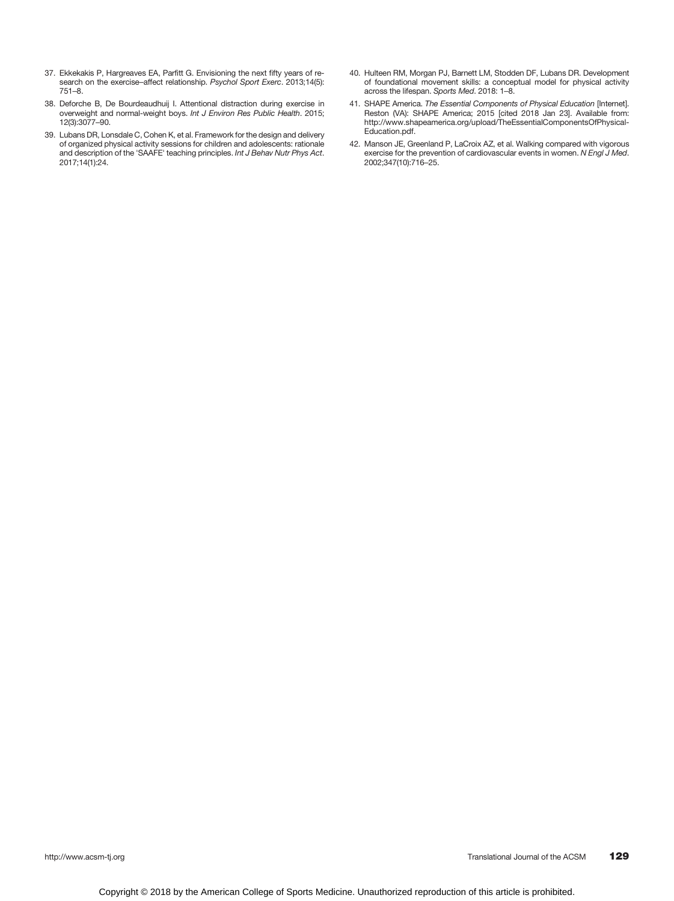37. Ekkekakis P, Hargreaves EA, Parfitt G. Envisioning the next fifty years of research on the exercise–affect relationship. *Psychol Sport Exerc*. 2013;14(5): 751–8.

38. Deforche B, De Bourdeaudhuij I. Attentional distraction during exercise in overweight and normal-weight boys. *Int J Environ Res Public Health*. 2015; 12(3):3077–90.

39. Lubans DR, Lonsdale C, Cohen K, et al. Framework for the design and delivery of organized physical activity sessions for children and adolescents: rationale and description of the 'SAAFE' teaching principles. *Int J Behav Nutr Phys Act*. 2017;14(1):24.

40. Hulteen RM, Morgan PJ, Barnett LM, Stodden DF, Lubans DR. Development of foundational movement skills: a conceptual model for physical activity across the lifespan. *Sports Med*. 2018: 1–8.

41. SHAPE America. *The Essential Components of Physical Education* [Internet]. Reston (VA): SHAPE America; 2015 [cited 2018 Jan 23]. Available from: http://www.shapeamerica.org/upload/TheEssentialComponentsOfPhysical-Education.pdf.

42. Manson JE, Greenland P, LaCroix AZ, et al. Walking compared with vigorous exercise for the prevention of cardiovascular events in women. *N Engl J Med*. 2002;347(10):716–25.

Copyright © 2018 by the American College of Sports Medicine. Unauthorized reproduction of this article is prohibited.